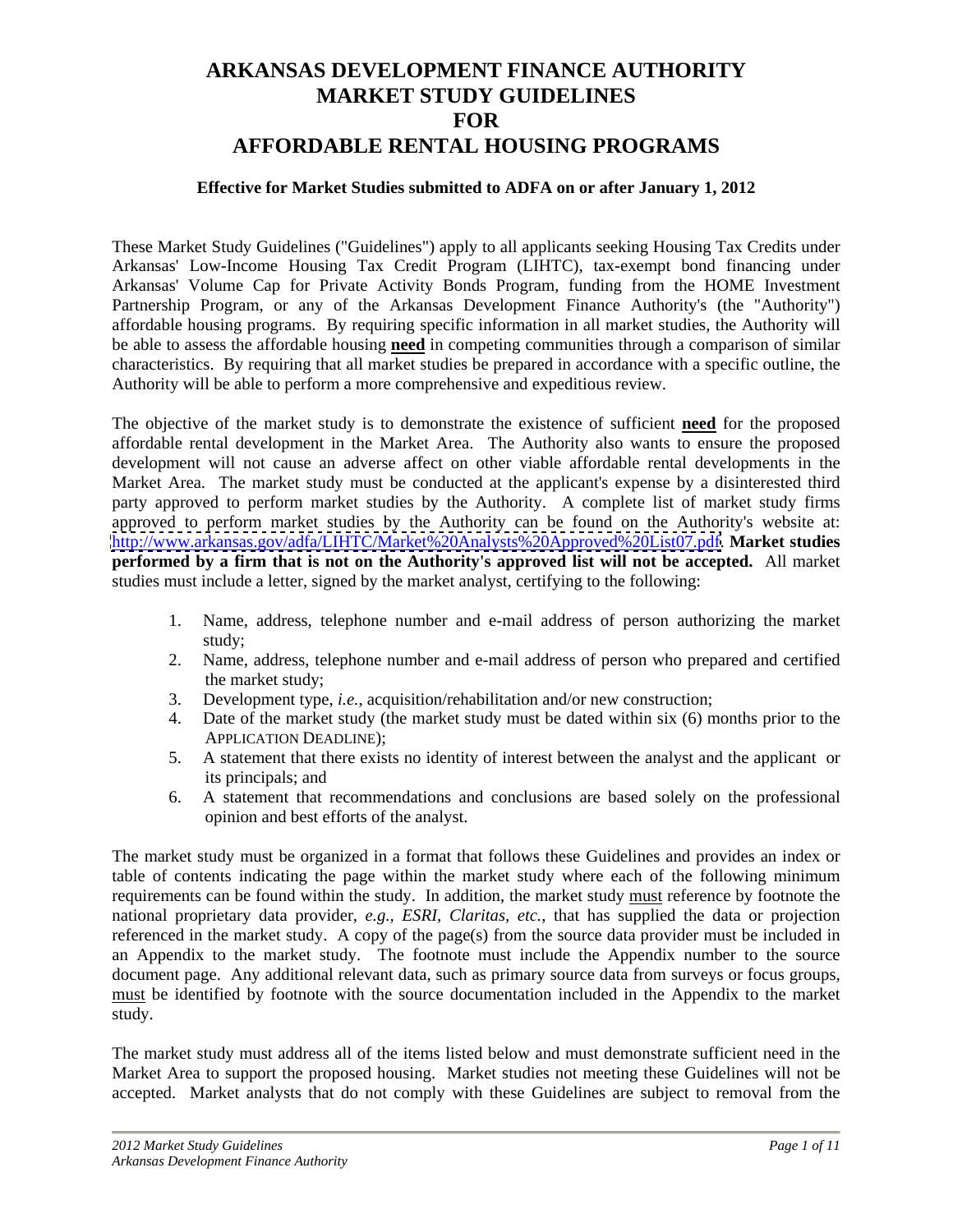# ARKANSAS DEVELOPMENT FINANCE AUTHORITY MARKET STUDY GUIDELINES FOR AFFORDABLE RENTAL HOUSING PROGRAMS

**Effective for Market Studies submitted to ADFA on or after January 1, 2012**

These Market Study Guidelines ("Guidelines") apply to all applicants seeking Housing Tax Credits under Arkansas' Low-Income Housing Tax Credit Program (LIHTC), tax-exempt bond financing under Arkansas' Volume Cap for Private Activity Bonds Program, funding from the HOME Investment Partnership Program, or any of the Arkansas Development Finance Authority's (the "Authority") affordable housing programs. By requiring specific information in all market studies, the Authority will be able to assess the affordable housing **need** in competing communities through a comparison of similar characteristics. By requiring that all market studies be prepared in accordance with a specific outline, the Authority will be able to perform a more comprehensive and expeditious review.

The objective of the market study is to demonstrate the existence of sufficient **need** for the proposed affordable rental development in the Market Area. The Authority also wants to ensure the proposed development will not cause an adverse affect on other viable affordable rental developments in the Market Area. The market study must be conducted at the applicant's expense by a disinterested third party approved to perform market studies by the Authority. A complete list of market study firms approved to perform market studies by the Authority can be found on the Authority's website at: http://www.arkansas.gov/adfa/LIHTC/Market%20Analysts%20Approved%20List07.pdf. **Market studies performed by a firm that is not on the Authority's approved list will not be accepted.** All market studies must include a letter, signed by the market analyst, certifying to the following:

1. Name, address, telephone number and e-mail address of person authorizing the market study;
2. Name, address, telephone number and e-mail address of person who prepared and certified the market study;
3. Development type, *i.e.*, acquisition/rehabilitation and/or new construction;
4. Date of the market study (the market study must be dated within six (6) months prior to the APPLICATION DEADLINE);
5. A statement that there exists no identity of interest between the analyst and the applicant or its principals; and
6. A statement that recommendations and conclusions are based solely on the professional opinion and best efforts of the analyst.

The market study must be organized in a format that follows these Guidelines and provides an index or table of contents indicating the page within the market study where each of the following minimum requirements can be found within the study. In addition, the market study must reference by footnote the national proprietary data provider, *e.g., ESRI, Claritas, etc.*, that has supplied the data or projection referenced in the market study. A copy of the page(s) from the source data provider must be included in an Appendix to the market study. The footnote must include the Appendix number to the source document page. Any additional relevant data, such as primary source data from surveys or focus groups, must be identified by footnote with the source documentation included in the Appendix to the market study.

The market study must address all of the items listed below and must demonstrate sufficient need in the Market Area to support the proposed housing. Market studies not meeting these Guidelines will not be accepted. Market analysts that do not comply with these Guidelines are subject to removal from the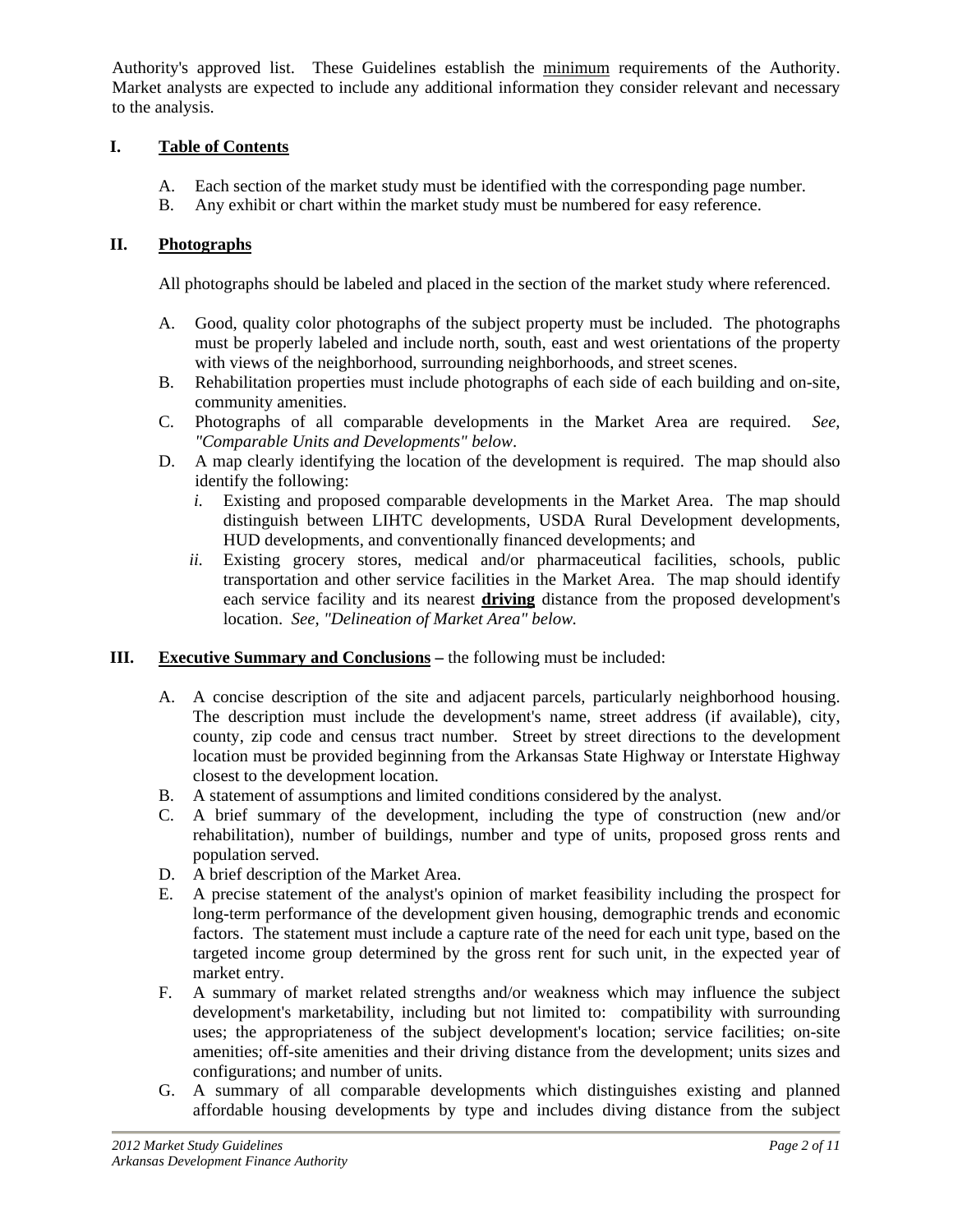Authority's approved list. These Guidelines establish the minimum requirements of the Authority. Market analysts are expected to include any additional information they consider relevant and necessary to the analysis.

## I. Table of Contents

A. Each section of the market study must be identified with the corresponding page number.
B. Any exhibit or chart within the market study must be numbered for easy reference.

## II. Photographs

All photographs should be labeled and placed in the section of the market study where referenced.

A. Good, quality color photographs of the subject property must be included. The photographs must be properly labeled and include north, south, east and west orientations of the property with views of the neighborhood, surrounding neighborhoods, and street scenes.
B. Rehabilitation properties must include photographs of each side of each building and on-site, community amenities.
C. Photographs of all comparable developments in the Market Area are required. *See, "Comparable Units and Developments" below*.
D. A map clearly identifying the location of the development is required. The map should also identify the following:
   *i.* Existing and proposed comparable developments in the Market Area. The map should distinguish between LIHTC developments, USDA Rural Development developments, HUD developments, and conventionally financed developments; and
   *ii.* Existing grocery stores, medical and/or pharmaceutical facilities, schools, public transportation and other service facilities in the Market Area. The map should identify each service facility and its nearest **driving** distance from the proposed development's location. *See, "Delineation of Market Area" below.*

## III. Executive Summary and Conclusions – the following must be included:

A. A concise description of the site and adjacent parcels, particularly neighborhood housing. The description must include the development's name, street address (if available), city, county, zip code and census tract number. Street by street directions to the development location must be provided beginning from the Arkansas State Highway or Interstate Highway closest to the development location.
B. A statement of assumptions and limited conditions considered by the analyst.
C. A brief summary of the development, including the type of construction (new and/or rehabilitation), number of buildings, number and type of units, proposed gross rents and population served.
D. A brief description of the Market Area.
E. A precise statement of the analyst's opinion of market feasibility including the prospect for long-term performance of the development given housing, demographic trends and economic factors. The statement must include a capture rate of the need for each unit type, based on the targeted income group determined by the gross rent for such unit, in the expected year of market entry.
F. A summary of market related strengths and/or weakness which may influence the subject development's marketability, including but not limited to: compatibility with surrounding uses; the appropriateness of the subject development's location; service facilities; on-site amenities; off-site amenities and their driving distance from the development; units sizes and configurations; and number of units.
G. A summary of all comparable developments which distinguishes existing and planned affordable housing developments by type and includes diving distance from the subject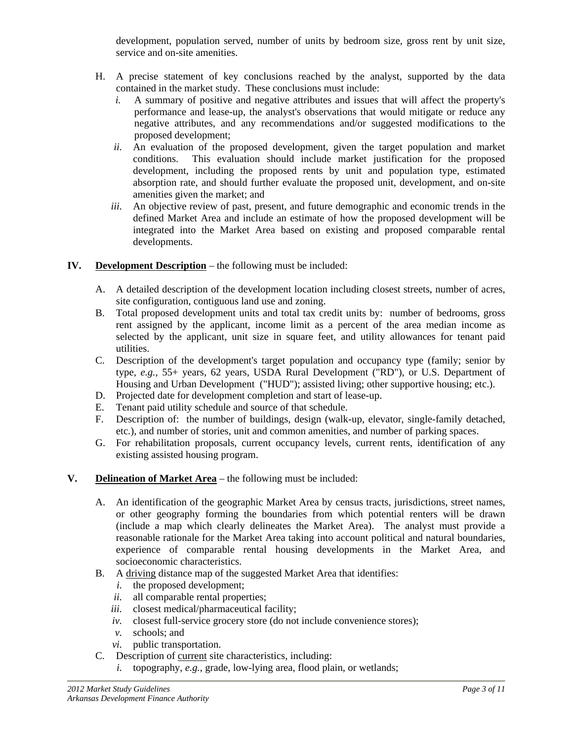development, population served, number of units by bedroom size, gross rent by unit size, service and on-site amenities.

H. A precise statement of key conclusions reached by the analyst, supported by the data contained in the market study. These conclusions must include:
   *i.* A summary of positive and negative attributes and issues that will affect the property's performance and lease-up, the analyst's observations that would mitigate or reduce any negative attributes, and any recommendations and/or suggested modifications to the proposed development;
   *ii.* An evaluation of the proposed development, given the target population and market conditions. This evaluation should include market justification for the proposed development, including the proposed rents by unit and population type, estimated absorption rate, and should further evaluate the proposed unit, development, and on-site amenities given the market; and
   *iii.* An objective review of past, present, and future demographic and economic trends in the defined Market Area and include an estimate of how the proposed development will be integrated into the Market Area based on existing and proposed comparable rental developments.

**IV. Development Description** – the following must be included:

A. A detailed description of the development location including closest streets, number of acres, site configuration, contiguous land use and zoning.
B. Total proposed development units and total tax credit units by: number of bedrooms, gross rent assigned by the applicant, income limit as a percent of the area median income as selected by the applicant, unit size in square feet, and utility allowances for tenant paid utilities.
C. Description of the development's target population and occupancy type (family; senior by type, *e.g.,* 55+ years, 62 years, USDA Rural Development ("RD"), or U.S. Department of Housing and Urban Development ("HUD"); assisted living; other supportive housing; etc.).
D. Projected date for development completion and start of lease-up.
E. Tenant paid utility schedule and source of that schedule.
F. Description of: the number of buildings, design (walk-up, elevator, single-family detached, etc.), and number of stories, unit and common amenities, and number of parking spaces.
G. For rehabilitation proposals, current occupancy levels, current rents, identification of any existing assisted housing program.

**V. Delineation of Market Area** – the following must be included:

A. An identification of the geographic Market Area by census tracts, jurisdictions, street names, or other geography forming the boundaries from which potential renters will be drawn (include a map which clearly delineates the Market Area). The analyst must provide a reasonable rationale for the Market Area taking into account political and natural boundaries, experience of comparable rental housing developments in the Market Area, and socioeconomic characteristics.
B. A driving distance map of the suggested Market Area that identifies:
   *i.* the proposed development;
   *ii.* all comparable rental properties;
   *iii.* closest medical/pharmaceutical facility;
   *iv.* closest full-service grocery store (do not include convenience stores);
   *v.* schools; and
   *vi.* public transportation.
C. Description of current site characteristics, including:
   *i.* topography, *e.g.,* grade, low-lying area, flood plain, or wetlands;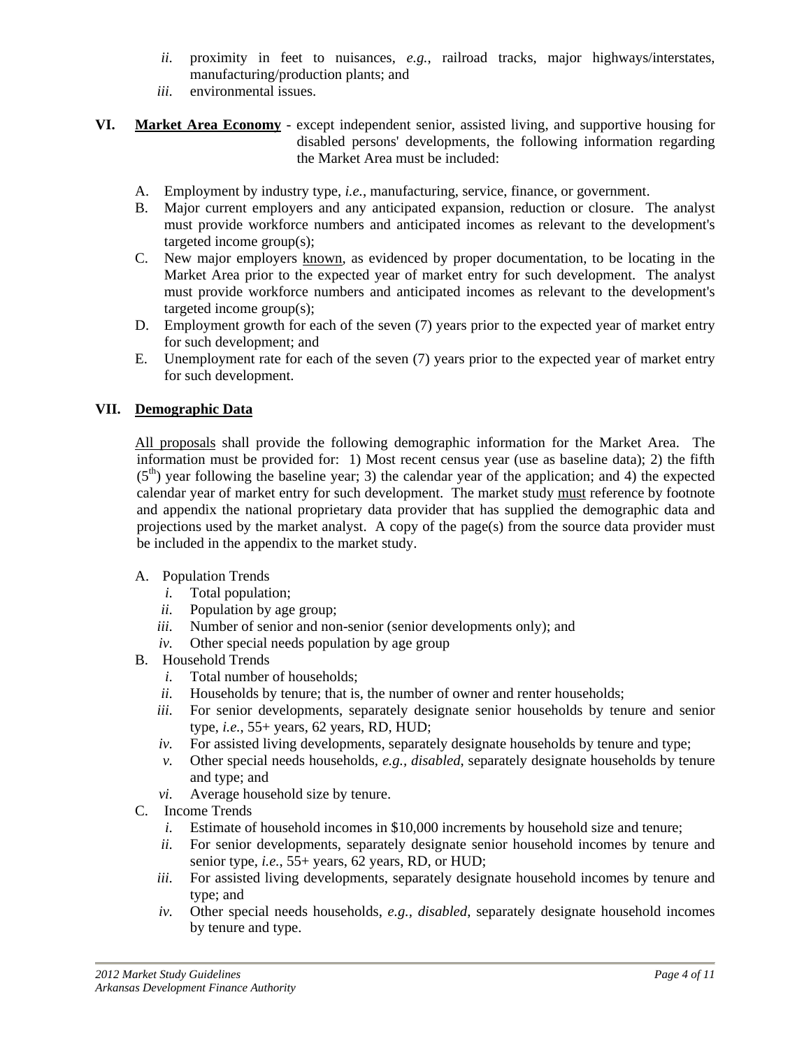ii. proximity in feet to nuisances, *e.g.*, railroad tracks, major highways/interstates, manufacturing/production plants; and
   iii. environmental issues.

## VI. <u>Market Area Economy</u> - except independent senior, assisted living, and supportive housing for disabled persons' developments, the following information regarding the Market Area must be included:

A. Employment by industry type, *i.e.*, manufacturing, service, finance, or government.
B. Major current employers and any anticipated expansion, reduction or closure. The analyst must provide workforce numbers and anticipated incomes as relevant to the development's targeted income group(s);
C. New major employers <u>known</u>, as evidenced by proper documentation, to be locating in the Market Area prior to the expected year of market entry for such development. The analyst must provide workforce numbers and anticipated incomes as relevant to the development's targeted income group(s);
D. Employment growth for each of the seven (7) years prior to the expected year of market entry for such development; and
E. Unemployment rate for each of the seven (7) years prior to the expected year of market entry for such development.

## VII. <u>Demographic Data</u>

<u>All proposals</u> shall provide the following demographic information for the Market Area. The information must be provided for: 1) Most recent census year (use as baseline data); 2) the fifth ($5^{th}$) year following the baseline year; 3) the calendar year of the application; and 4) the expected calendar year of market entry for such development. The market study <u>must</u> reference by footnote and appendix the national proprietary data provider that has supplied the demographic data and projections used by the market analyst. A copy of the page(s) from the source data provider must be included in the appendix to the market study.

A. Population Trends
   i. Total population;
   ii. Population by age group;
   iii. Number of senior and non-senior (senior developments only); and
   iv. Other special needs population by age group
B. Household Trends
   i. Total number of households;
   ii. Households by tenure; that is, the number of owner and renter households;
   iii. For senior developments, separately designate senior households by tenure and senior type, *i.e.*, 55+ years, 62 years, RD, HUD;
   iv. For assisted living developments, separately designate households by tenure and type;
   v. Other special needs households, *e.g., disabled*, separately designate households by tenure and type; and
   vi. Average household size by tenure.
C. Income Trends
   i. Estimate of household incomes in $10,000 increments by household size and tenure;
   ii. For senior developments, separately designate senior household incomes by tenure and senior type, *i.e.*, 55+ years, 62 years, RD, or HUD;
   iii. For assisted living developments, separately designate household incomes by tenure and type; and
   iv. Other special needs households, *e.g., disabled*, separately designate household incomes by tenure and type.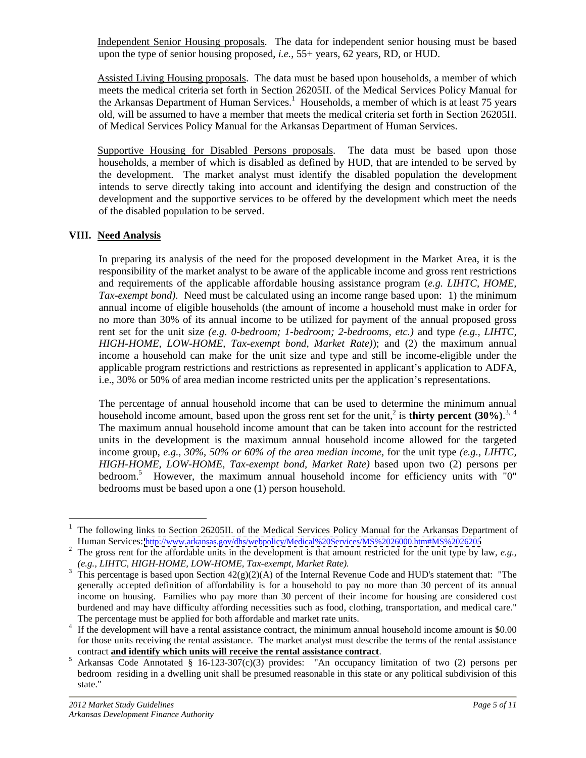Independent Senior Housing proposals. The data for independent senior housing must be based upon the type of senior housing proposed, *i.e.*, 55+ years, 62 years, RD, or HUD.

Assisted Living Housing proposals. The data must be based upon households, a member of which meets the medical criteria set forth in Section 26205II. of the Medical Services Policy Manual for the Arkansas Department of Human Services.[1] Households, a member of which is at least 75 years old, will be assumed to have a member that meets the medical criteria set forth in Section 26205II. of Medical Services Policy Manual for the Arkansas Department of Human Services.

Supportive Housing for Disabled Persons proposals. The data must be based upon those households, a member of which is disabled as defined by HUD, that are intended to be served by the development. The market analyst must identify the disabled population the development intends to serve directly taking into account and identifying the design and construction of the development and the supportive services to be offered by the development which meet the needs of the disabled population to be served.

## VIII. Need Analysis

In preparing its analysis of the need for the proposed development in the Market Area, it is the responsibility of the market analyst to be aware of the applicable income and gross rent restrictions and requirements of the applicable affordable housing assistance program (*e.g. LIHTC, HOME, Tax-exempt bond)*. Need must be calculated using an income range based upon: 1) the minimum annual income of eligible households (the amount of income a household must make in order for no more than 30% of its annual income to be utilized for payment of the annual proposed gross rent set for the unit size *(e.g. 0-bedroom; 1-bedroom; 2-bedrooms, etc.)* and type *(e.g., LIHTC, HIGH-HOME, LOW-HOME, Tax-exempt bond, Market Rate)*); and (2) the maximum annual income a household can make for the unit size and type and still be income-eligible under the applicable program restrictions and restrictions as represented in applicant's application to ADFA, i.e., 30% or 50% of area median income restricted units per the application's representations.

The percentage of annual household income that can be used to determine the minimum annual household income amount, based upon the gross rent set for the unit,[2] is **thirty percent (30%)**.[3, 4] The maximum annual household income amount that can be taken into account for the restricted units in the development is the maximum annual household income allowed for the targeted income group, *e.g., 30%, 50% or 60% of the area median income,* for the unit type *(e.g., LIHTC, HIGH-HOME, LOW-HOME, Tax-exempt bond, Market Rate)* based upon two (2) persons per bedroom.[5] However, the maximum annual household income for efficiency units with "0" bedrooms must be based upon a one (1) person household.

---

[1] The following links to Section 26205II. of the Medical Services Policy Manual for the Arkansas Department of Human Services: http://www.arkansas.gov/dhs/webpolicy/Medical%20Services/MS%2026000.htm#MS%2026205

[2] The gross rent for the affordable units in the development is that amount restricted for the unit type by law, *e.g., (e.g., LIHTC, HIGH-HOME, LOW-HOME, Tax-exempt, Market Rate).*

[3] This percentage is based upon Section 42(g)(2)(A) of the Internal Revenue Code and HUD's statement that: "The generally accepted definition of affordability is for a household to pay no more than 30 percent of its annual income on housing. Families who pay more than 30 percent of their income for housing are considered cost burdened and may have difficulty affording necessities such as food, clothing, transportation, and medical care." The percentage must be applied for both affordable and market rate units.

[4] If the development will have a rental assistance contract, the minimum annual household income amount is $0.00 for those units receiving the rental assistance. The market analyst must describe the terms of the rental assistance contract **and identify which units will receive the rental assistance contract**.

[5] Arkansas Code Annotated § 16-123-307(c)(3) provides: "An occupancy limitation of two (2) persons per bedroom residing in a dwelling unit shall be presumed reasonable in this state or any political subdivision of this state."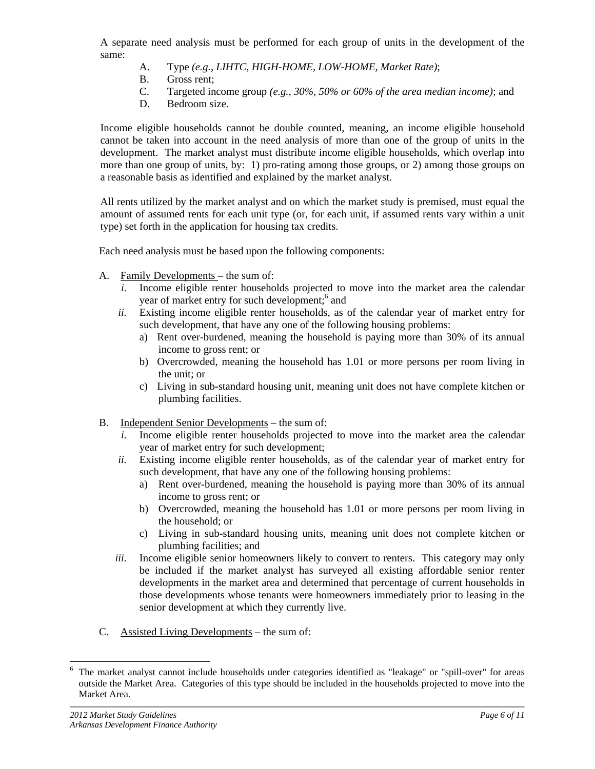A separate need analysis must be performed for each group of units in the development of the same:

A. Type *(e.g., LIHTC, HIGH-HOME, LOW-HOME, Market Rate)*;
B. Gross rent;
C. Targeted income group *(e.g., 30%, 50% or 60% of the area median income)*; and
D. Bedroom size.

Income eligible households cannot be double counted, meaning, an income eligible household cannot be taken into account in the need analysis of more than one of the group of units in the development. The market analyst must distribute income eligible households, which overlap into more than one group of units, by: 1) pro-rating among those groups, or 2) among those groups on a reasonable basis as identified and explained by the market analyst.

All rents utilized by the market analyst and on which the market study is premised, must equal the amount of assumed rents for each unit type (or, for each unit, if assumed rents vary within a unit type) set forth in the application for housing tax credits.

Each need analysis must be based upon the following components:

A. Family Developments – the sum of:
   *i.* Income eligible renter households projected to move into the market area the calendar year of market entry for such development;[6] and
   *ii.* Existing income eligible renter households, as of the calendar year of market entry for such development, that have any one of the following housing problems:
      a) Rent over-burdened, meaning the household is paying more than 30% of its annual income to gross rent; or
      b) Overcrowded, meaning the household has 1.01 or more persons per room living in the unit; or
      c) Living in sub-standard housing unit, meaning unit does not have complete kitchen or plumbing facilities.

B. Independent Senior Developments – the sum of:
   *i.* Income eligible renter households projected to move into the market area the calendar year of market entry for such development;
   *ii.* Existing income eligible renter households, as of the calendar year of market entry for such development, that have any one of the following housing problems:
      a) Rent over-burdened, meaning the household is paying more than 30% of its annual income to gross rent; or
      b) Overcrowded, meaning the household has 1.01 or more persons per room living in the household; or
      c) Living in sub-standard housing units, meaning unit does not complete kitchen or plumbing facilities; and
   *iii.* Income eligible senior homeowners likely to convert to renters. This category may only be included if the market analyst has surveyed all existing affordable senior renter developments in the market area and determined that percentage of current households in those developments whose tenants were homeowners immediately prior to leasing in the senior development at which they currently live.

C. Assisted Living Developments – the sum of:

[6] The market analyst cannot include households under categories identified as "leakage" or "spill-over" for areas outside the Market Area. Categories of this type should be included in the households projected to move into the Market Area.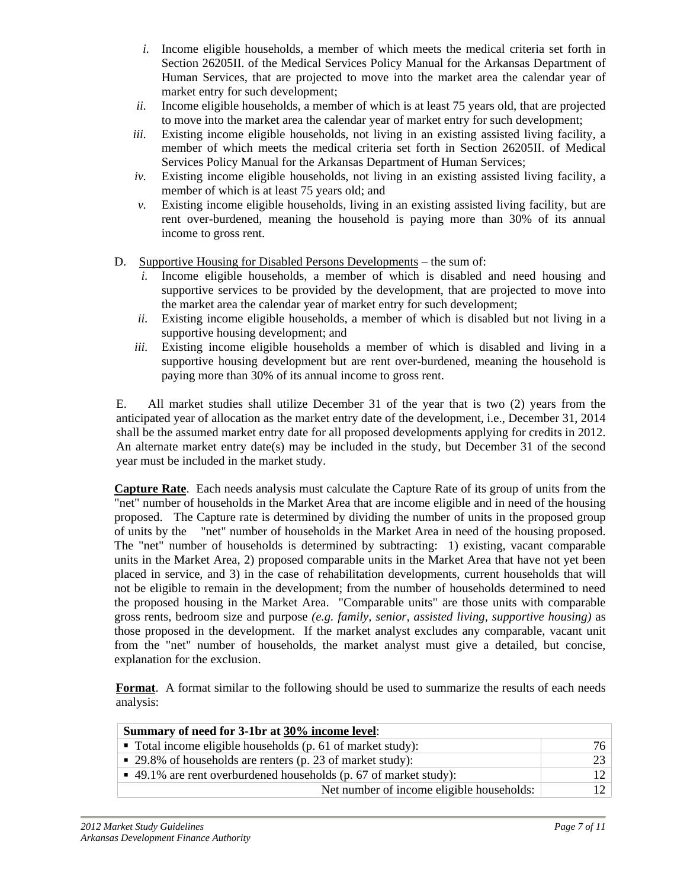*i.* Income eligible households, a member of which meets the medical criteria set forth in Section 26205II. of the Medical Services Policy Manual for the Arkansas Department of Human Services, that are projected to move into the market area the calendar year of market entry for such development;

*ii.* Income eligible households, a member of which is at least 75 years old, that are projected to move into the market area the calendar year of market entry for such development;

*iii.* Existing income eligible households, not living in an existing assisted living facility, a member of which meets the medical criteria set forth in Section 26205II. of Medical Services Policy Manual for the Arkansas Department of Human Services;

*iv.* Existing income eligible households, not living in an existing assisted living facility, a member of which is at least 75 years old; and

*v.* Existing income eligible households, living in an existing assisted living facility, but are rent over-burdened, meaning the household is paying more than 30% of its annual income to gross rent.

D. Supportive Housing for Disabled Persons Developments – the sum of:

*i.* Income eligible households, a member of which is disabled and need housing and supportive services to be provided by the development, that are projected to move into the market area the calendar year of market entry for such development;

*ii.* Existing income eligible households, a member of which is disabled but not living in a supportive housing development; and

*iii.* Existing income eligible households a member of which is disabled and living in a supportive housing development but are rent over-burdened, meaning the household is paying more than 30% of its annual income to gross rent.

E. All market studies shall utilize December 31 of the year that is two (2) years from the anticipated year of allocation as the market entry date of the development, i.e., December 31, 2014 shall be the assumed market entry date for all proposed developments applying for credits in 2012. An alternate market entry date(s) may be included in the study, but December 31 of the second year must be included in the market study.

**Capture Rate**. Each needs analysis must calculate the Capture Rate of its group of units from the "net" number of households in the Market Area that are income eligible and in need of the housing proposed. The Capture rate is determined by dividing the number of units in the proposed group of units by the "net" number of households in the Market Area in need of the housing proposed. The "net" number of households is determined by subtracting: 1) existing, vacant comparable units in the Market Area, 2) proposed comparable units in the Market Area that have not yet been placed in service, and 3) in the case of rehabilitation developments, current households that will not be eligible to remain in the development; from the number of households determined to need the proposed housing in the Market Area. "Comparable units" are those units with comparable gross rents, bedroom size and purpose *(e.g. family, senior, assisted living, supportive housing)* as those proposed in the development. If the market analyst excludes any comparable, vacant unit from the "net" number of households, the market analyst must give a detailed, but concise, explanation for the exclusion.

**Format**. A format similar to the following should be used to summarize the results of each needs analysis:

| **Summary of need for 3-1br at 30% income level**: | |
|---|---|
| ▪ Total income eligible households (p. 61 of market study): | 76 |
| ▪ 29.8% of households are renters (p. 23 of market study): | 23 |
| ▪ 49.1% are rent overburdened households (p. 67 of market study): | 12 |
| Net number of income eligible households: | 12 |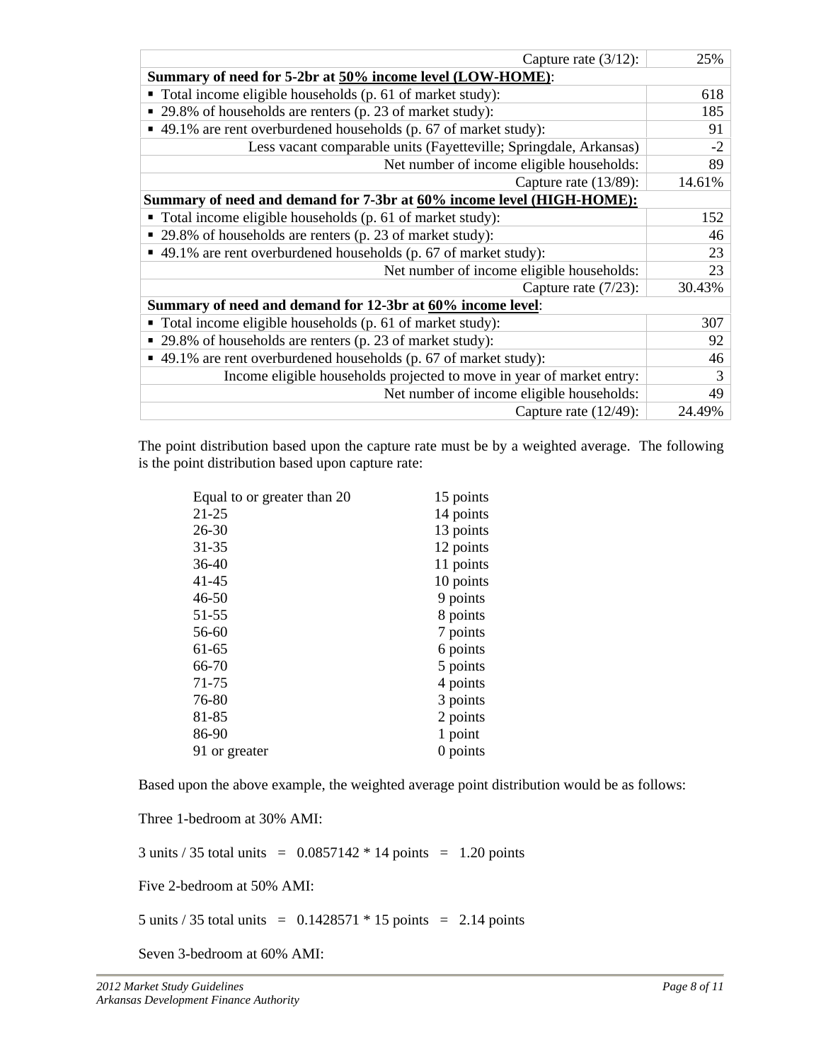| | |
|---|---|
| Capture rate (3/12): | 25% |
| **Summary of need for 5-2br at 50% income level (LOW-HOME)**: | |
| ▪ Total income eligible households (p. 61 of market study): | 618 |
| ▪ 29.8% of households are renters (p. 23 of market study): | 185 |
| ▪ 49.1% are rent overburdened households (p. 67 of market study): | 91 |
| Less vacant comparable units (Fayetteville; Springdale, Arkansas) | -2 |
| Net number of income eligible households: | 89 |
| Capture rate (13/89): | 14.61% |
| **Summary of need and demand for 7-3br at 60% income level (HIGH-HOME):** | |
| ▪ Total income eligible households (p. 61 of market study): | 152 |
| ▪ 29.8% of households are renters (p. 23 of market study): | 46 |
| ▪ 49.1% are rent overburdened households (p. 67 of market study): | 23 |
| Net number of income eligible households: | 23 |
| Capture rate (7/23): | 30.43% |
| **Summary of need and demand for 12-3br at 60% income level**: | |
| ▪ Total income eligible households (p. 61 of market study): | 307 |
| ▪ 29.8% of households are renters (p. 23 of market study): | 92 |
| ▪ 49.1% are rent overburdened households (p. 67 of market study): | 46 |
| Income eligible households projected to move in year of market entry: | 3 |
| Net number of income eligible households: | 49 |
| Capture rate (12/49): | 24.49% |

The point distribution based upon the capture rate must be by a weighted average. The following is the point distribution based upon capture rate:

| | |
|---|---|
| Equal to or greater than 20 | 15 points |
| 21-25 | 14 points |
| 26-30 | 13 points |
| 31-35 | 12 points |
| 36-40 | 11 points |
| 41-45 | 10 points |
| 46-50 | 9 points |
| 51-55 | 8 points |
| 56-60 | 7 points |
| 61-65 | 6 points |
| 66-70 | 5 points |
| 71-75 | 4 points |
| 76-80 | 3 points |
| 81-85 | 2 points |
| 86-90 | 1 point |
| 91 or greater | 0 points |

Based upon the above example, the weighted average point distribution would be as follows:

Three 1-bedroom at 30% AMI:

3 units / 35 total units = 0.0857142 * 14 points = 1.20 points

Five 2-bedroom at 50% AMI:

5 units / 35 total units = 0.1428571 * 15 points = 2.14 points

Seven 3-bedroom at 60% AMI: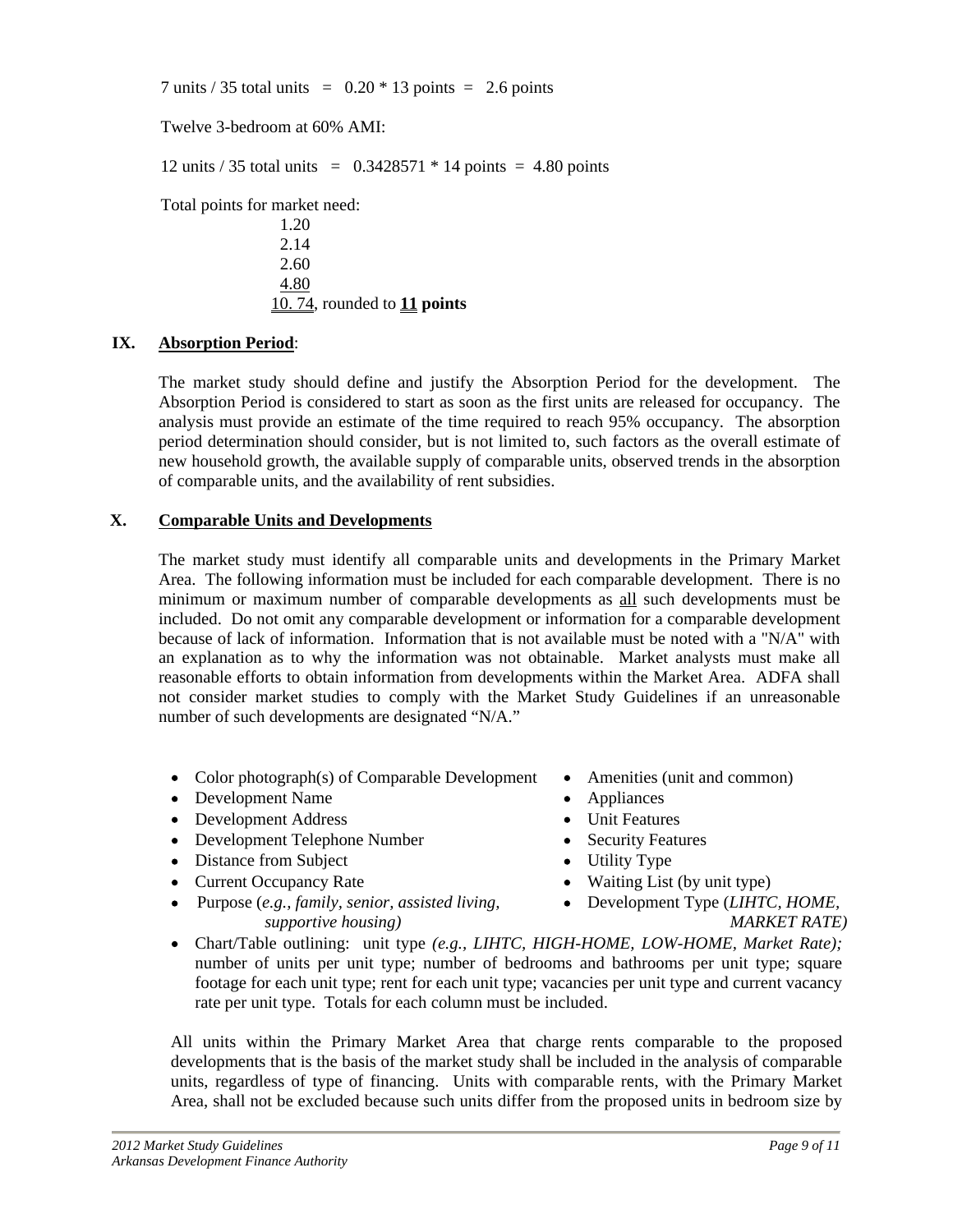7 units / 35 total units = 0.20 * 13 points = 2.6 points

Twelve 3-bedroom at 60% AMI:

12 units / 35 total units = 0.3428571 * 14 points = 4.80 points

Total points for market need:

1.20
2.14
2.60
<u>4.80</u>
<u>10. 74</u>, rounded to **<u>11</u> points**

## IX. <u>Absorption Period</u>:

The market study should define and justify the Absorption Period for the development. The Absorption Period is considered to start as soon as the first units are released for occupancy. The analysis must provide an estimate of the time required to reach 95% occupancy. The absorption period determination should consider, but is not limited to, such factors as the overall estimate of new household growth, the available supply of comparable units, observed trends in the absorption of comparable units, and the availability of rent subsidies.

## X. <u>Comparable Units and Developments</u>

The market study must identify all comparable units and developments in the Primary Market Area. The following information must be included for each comparable development. There is no minimum or maximum number of comparable developments as <u>all</u> such developments must be included. Do not omit any comparable development or information for a comparable development because of lack of information. Information that is not available must be noted with a "N/A" with an explanation as to why the information was not obtainable. Market analysts must make all reasonable efforts to obtain information from developments within the Market Area. ADFA shall not consider market studies to comply with the Market Study Guidelines if an unreasonable number of such developments are designated "N/A."

- Color photograph(s) of Comparable Development
- Development Name
- Development Address
- Development Telephone Number
- Distance from Subject
- Current Occupancy Rate
- Purpose (*e.g., family, senior, assisted living, supportive housing)*
- Amenities (unit and common)
- Appliances
- Unit Features
- Security Features
- Utility Type
- Waiting List (by unit type)
- Development Type (*LIHTC, HOME, MARKET RATE)*
- Chart/Table outlining: unit type *(e.g., LIHTC, HIGH-HOME, LOW-HOME, Market Rate);* number of units per unit type; number of bedrooms and bathrooms per unit type; square footage for each unit type; rent for each unit type; vacancies per unit type and current vacancy rate per unit type. Totals for each column must be included.

All units within the Primary Market Area that charge rents comparable to the proposed developments that is the basis of the market study shall be included in the analysis of comparable units, regardless of type of financing. Units with comparable rents, with the Primary Market Area, shall not be excluded because such units differ from the proposed units in bedroom size by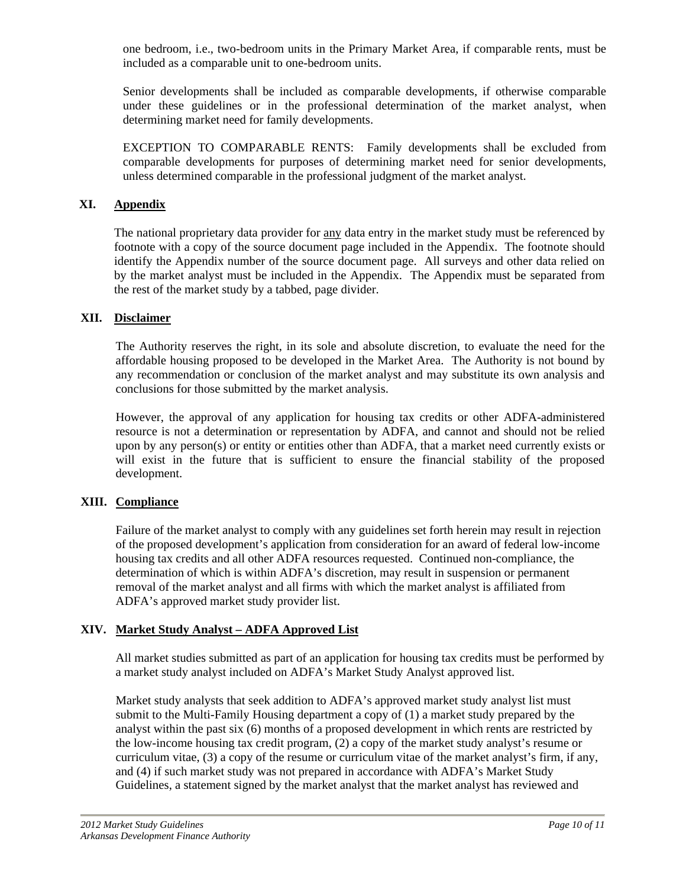one bedroom, i.e., two-bedroom units in the Primary Market Area, if comparable rents, must be included as a comparable unit to one-bedroom units.

Senior developments shall be included as comparable developments, if otherwise comparable under these guidelines or in the professional determination of the market analyst, when determining market need for family developments.

EXCEPTION TO COMPARABLE RENTS: Family developments shall be excluded from comparable developments for purposes of determining market need for senior developments, unless determined comparable in the professional judgment of the market analyst.

## XI. Appendix

The national proprietary data provider for <u>any</u> data entry in the market study must be referenced by footnote with a copy of the source document page included in the Appendix. The footnote should identify the Appendix number of the source document page. All surveys and other data relied on by the market analyst must be included in the Appendix. The Appendix must be separated from the rest of the market study by a tabbed, page divider.

## XII. Disclaimer

The Authority reserves the right, in its sole and absolute discretion, to evaluate the need for the affordable housing proposed to be developed in the Market Area. The Authority is not bound by any recommendation or conclusion of the market analyst and may substitute its own analysis and conclusions for those submitted by the market analysis.

However, the approval of any application for housing tax credits or other ADFA-administered resource is not a determination or representation by ADFA, and cannot and should not be relied upon by any person(s) or entity or entities other than ADFA, that a market need currently exists or will exist in the future that is sufficient to ensure the financial stability of the proposed development.

## XIII. Compliance

Failure of the market analyst to comply with any guidelines set forth herein may result in rejection of the proposed development's application from consideration for an award of federal low-income housing tax credits and all other ADFA resources requested. Continued non-compliance, the determination of which is within ADFA's discretion, may result in suspension or permanent removal of the market analyst and all firms with which the market analyst is affiliated from ADFA's approved market study provider list.

## XIV. Market Study Analyst – ADFA Approved List

All market studies submitted as part of an application for housing tax credits must be performed by a market study analyst included on ADFA's Market Study Analyst approved list.

Market study analysts that seek addition to ADFA's approved market study analyst list must submit to the Multi-Family Housing department a copy of (1) a market study prepared by the analyst within the past six (6) months of a proposed development in which rents are restricted by the low-income housing tax credit program, (2) a copy of the market study analyst's resume or curriculum vitae, (3) a copy of the resume or curriculum vitae of the market analyst's firm, if any, and (4) if such market study was not prepared in accordance with ADFA's Market Study Guidelines, a statement signed by the market analyst that the market analyst has reviewed and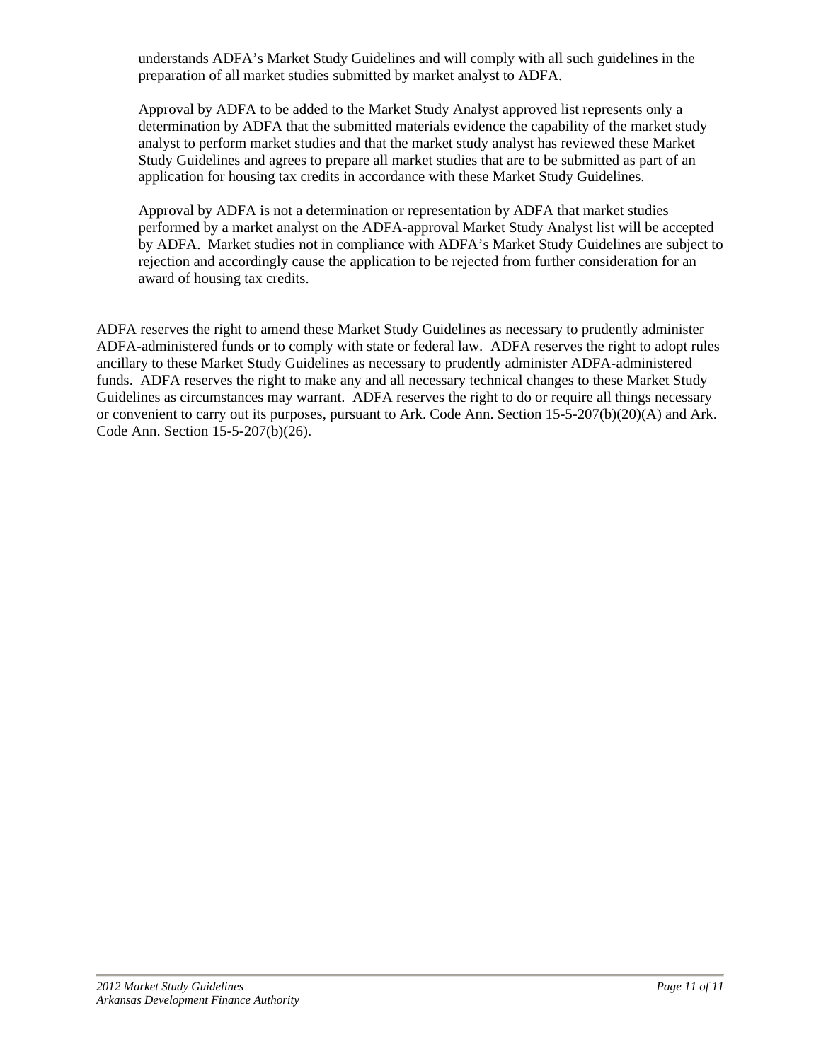understands ADFA's Market Study Guidelines and will comply with all such guidelines in the preparation of all market studies submitted by market analyst to ADFA.

Approval by ADFA to be added to the Market Study Analyst approved list represents only a determination by ADFA that the submitted materials evidence the capability of the market study analyst to perform market studies and that the market study analyst has reviewed these Market Study Guidelines and agrees to prepare all market studies that are to be submitted as part of an application for housing tax credits in accordance with these Market Study Guidelines.

Approval by ADFA is not a determination or representation by ADFA that market studies performed by a market analyst on the ADFA-approval Market Study Analyst list will be accepted by ADFA. Market studies not in compliance with ADFA's Market Study Guidelines are subject to rejection and accordingly cause the application to be rejected from further consideration for an award of housing tax credits.

ADFA reserves the right to amend these Market Study Guidelines as necessary to prudently administer ADFA-administered funds or to comply with state or federal law. ADFA reserves the right to adopt rules ancillary to these Market Study Guidelines as necessary to prudently administer ADFA-administered funds. ADFA reserves the right to make any and all necessary technical changes to these Market Study Guidelines as circumstances may warrant. ADFA reserves the right to do or require all things necessary or convenient to carry out its purposes, pursuant to Ark. Code Ann. Section 15-5-207(b)(20)(A) and Ark. Code Ann. Section 15-5-207(b)(26).